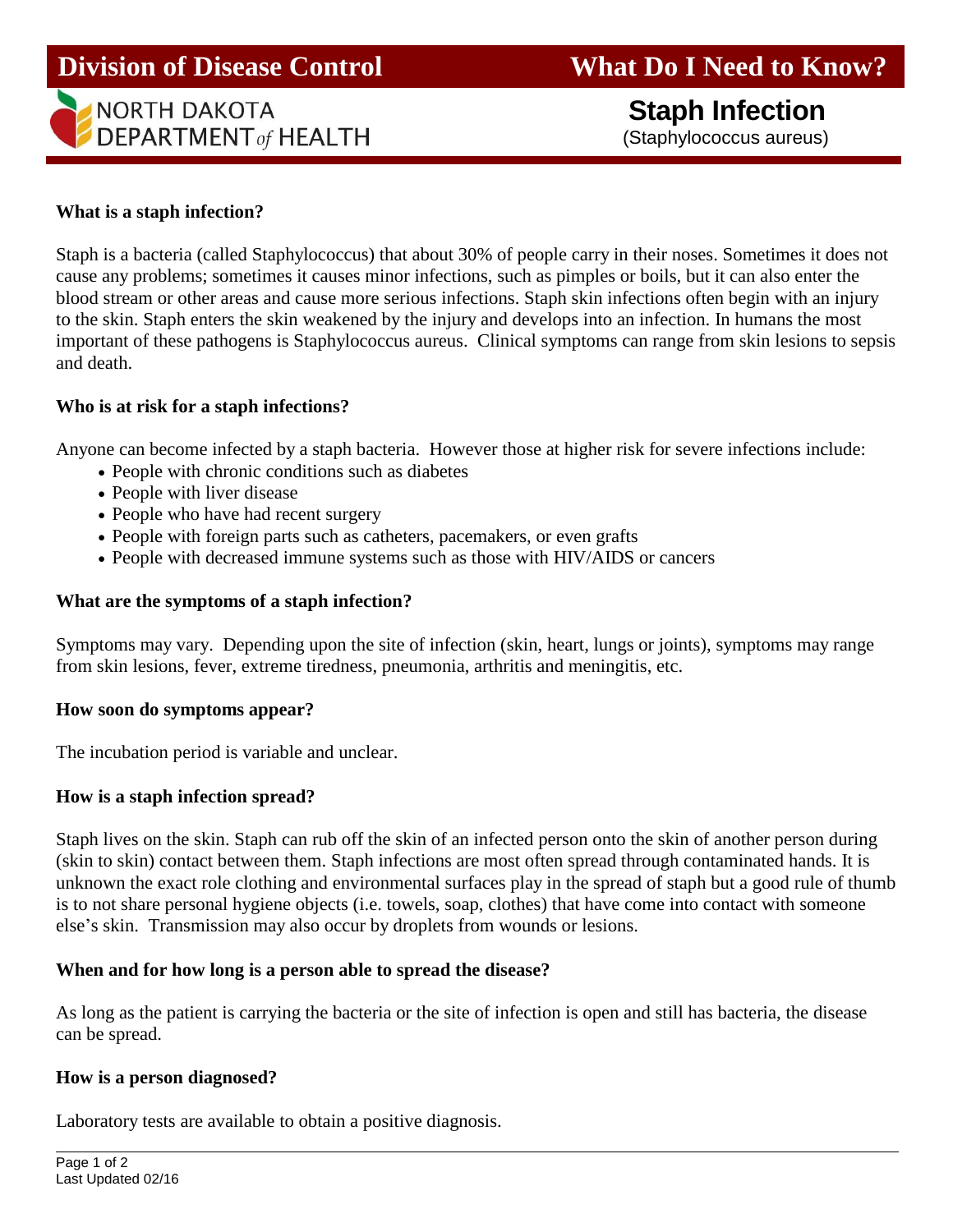# Division of Discontrol

I'll correct that.

**Division of Disease Control** | **What Do I Need to Know?**

NORTH DAKOTA DEPARTMENT *of* HEALTH

# Staph Infection

(Staphylococcus aureus)

### What is a staph infection?

Staph is a bacteria (called Staphylococcus) that about 30% of people carry in their noses. Sometimes it does not cause any problems; sometimes it causes minor infections, such as pimples or boils, but it can also enter the blood stream or other areas and cause more serious infections. Staph skin infections often begin with an injury to the skin. Staph enters the skin weakened by the injury and develops into an infection. In humans the most important of these pathogens is Staphylococcus aureus. Clinical symptoms can range from skin lesions to sepsis and death.

### Who is at risk for a staph infections?

Anyone can become infected by a staph bacteria. However those at higher risk for severe infections include:

- People with chronic conditions such as diabetes
- People with liver disease
- People who have had recent surgery
- People with foreign parts such as catheters, pacemakers, or even grafts
- People with decreased immune systems such as those with HIV/AIDS or cancers

### What are the symptoms of a staph infection?

Symptoms may vary. Depending upon the site of infection (skin, heart, lungs or joints), symptoms may range from skin lesions, fever, extreme tiredness, pneumonia, arthritis and meningitis, etc.

### How soon do symptoms appear?

The incubation period is variable and unclear.

### How is a staph infection spread?

Staph lives on the skin. Staph can rub off the skin of an infected person onto the skin of another person during (skin to skin) contact between them. Staph infections are most often spread through contaminated hands. It is unknown the exact role clothing and environmental surfaces play in the spread of staph but a good rule of thumb is to not share personal hygiene objects (i.e. towels, soap, clothes) that have come into contact with someone else's skin. Transmission may also occur by droplets from wounds or lesions.

### When and for how long is a person able to spread the disease?

As long as the patient is carrying the bacteria or the site of infection is open and still has bacteria, the disease can be spread.

### How is a person diagnosed?

Laboratory tests are available to obtain a positive diagnosis.

Last Updated 02/16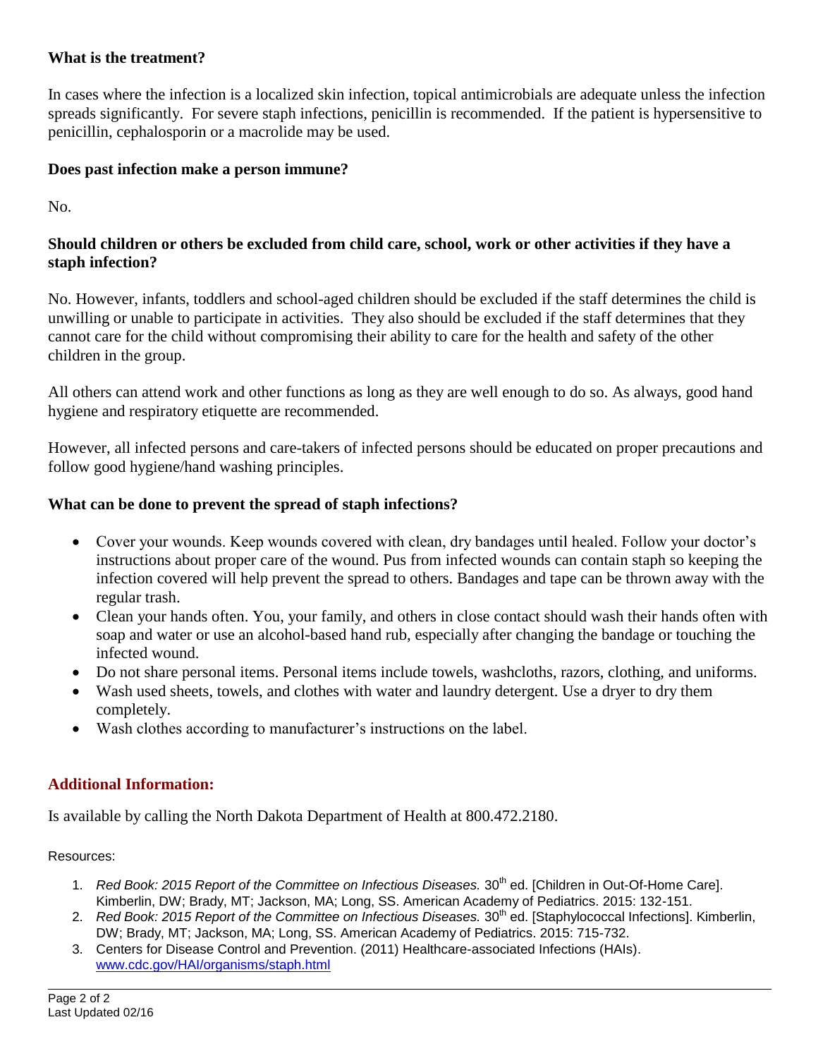### What is the treatment?

In cases where the infection is a localized skin infection, topical antimicrobials are adequate unless the infection spreads significantly. For severe staph infections, penicillin is recommended. If the patient is hypersensitive to penicillin, cephalosporin or a macrolide may be used.

### Does past infection make a person immune?

No.

### Should children or others be excluded from child care, school, work or other activities if they have a staph infection?

No. However, infants, toddlers and school-aged children should be excluded if the staff determines the child is unwilling or unable to participate in activities. They also should be excluded if the staff determines that they cannot care for the child without compromising their ability to care for the health and safety of the other children in the group.

All others can attend work and other functions as long as they are well enough to do so. As always, good hand hygiene and respiratory etiquette are recommended.

However, all infected persons and care-takers of infected persons should be educated on proper precautions and follow good hygiene/hand washing principles.

### What can be done to prevent the spread of staph infections?

- Cover your wounds. Keep wounds covered with clean, dry bandages until healed. Follow your doctor's instructions about proper care of the wound. Pus from infected wounds can contain staph so keeping the infection covered will help prevent the spread to others. Bandages and tape can be thrown away with the regular trash.
- Clean your hands often. You, your family, and others in close contact should wash their hands often with soap and water or use an alcohol-based hand rub, especially after changing the bandage or touching the infected wound.
- Do not share personal items. Personal items include towels, washcloths, razors, clothing, and uniforms.
- Wash used sheets, towels, and clothes with water and laundry detergent. Use a dryer to dry them completely.
- Wash clothes according to manufacturer's instructions on the label.

## Additional Information:

Is available by calling the North Dakota Department of Health at 800.472.2180.

Resources:

1. *Red Book: 2015 Report of the Committee on Infectious Diseases.* 30th ed. [Children in Out-Of-Home Care]. Kimberlin, DW; Brady, MT; Jackson, MA; Long, SS. American Academy of Pediatrics. 2015: 132-151.
2. *Red Book: 2015 Report of the Committee on Infectious Diseases.* 30th ed. [Staphylococcal Infections]. Kimberlin, DW; Brady, MT; Jackson, MA; Long, SS. American Academy of Pediatrics. 2015: 715-732.
3. Centers for Disease Control and Prevention. (2011) Healthcare-associated Infections (HAIs). www.cdc.gov/HAI/organisms/staph.html

Last Updated 02/16